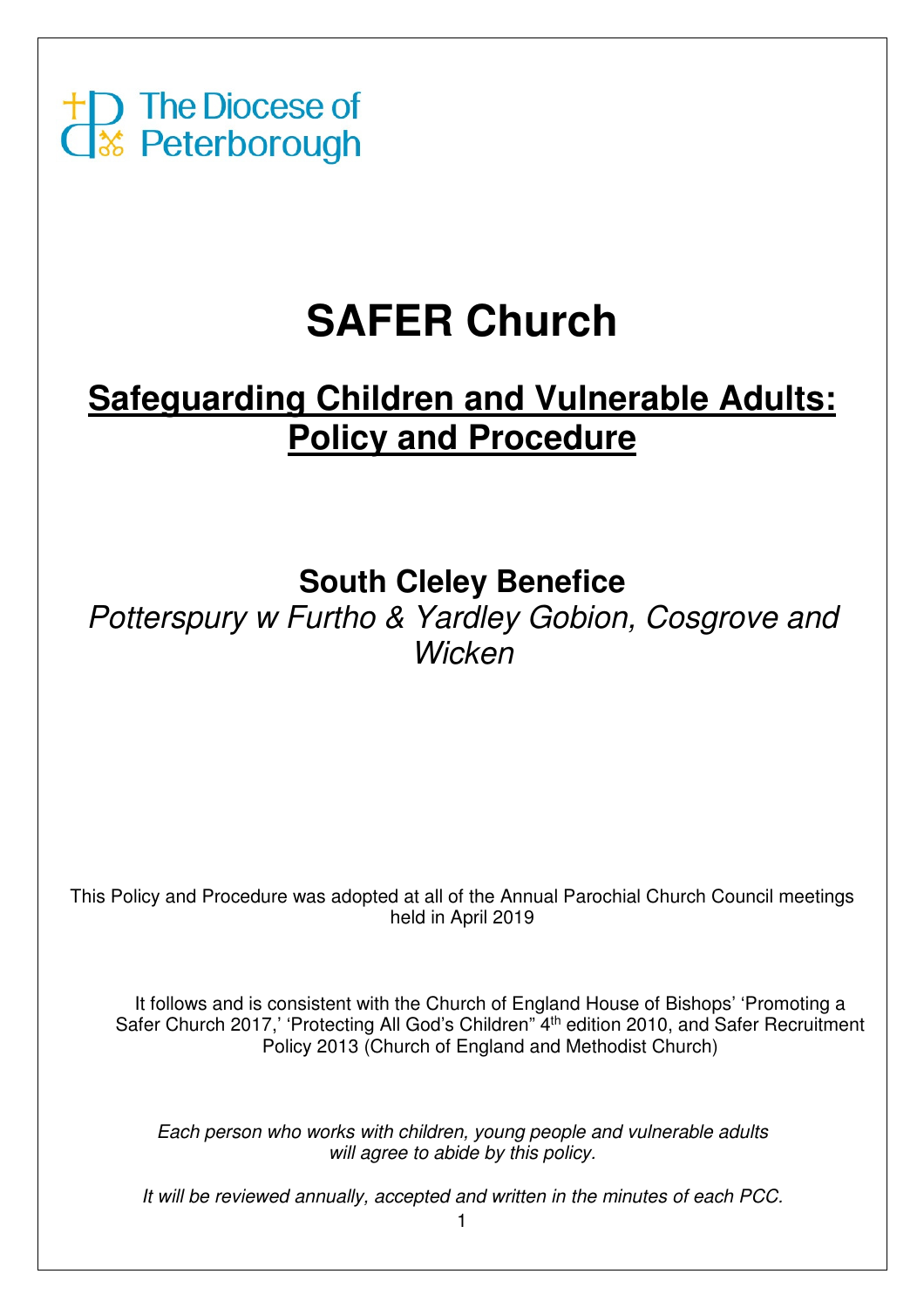The Diocese of Peterborough

# SAFER Church

## Safeguarding Children and Vulnerable Adults: Policy and Procedure

### South Cleley Benefice

*Potterspury w Furtho & Yardley Gobion, Cosgrove and Wicken*

This Policy and Procedure was adopted at all of the Annual Parochial Church Council meetings held in April 2019

It follows and is consistent with the Church of England House of Bishops' 'Promoting a Safer Church 2017,' 'Protecting All God's Children" 4th edition 2010, and Safer Recruitment Policy 2013 (Church of England and Methodist Church)

*Each person who works with children, young people and vulnerable adults will agree to abide by this policy.*

*It will be reviewed annually, accepted and written in the minutes of each PCC.*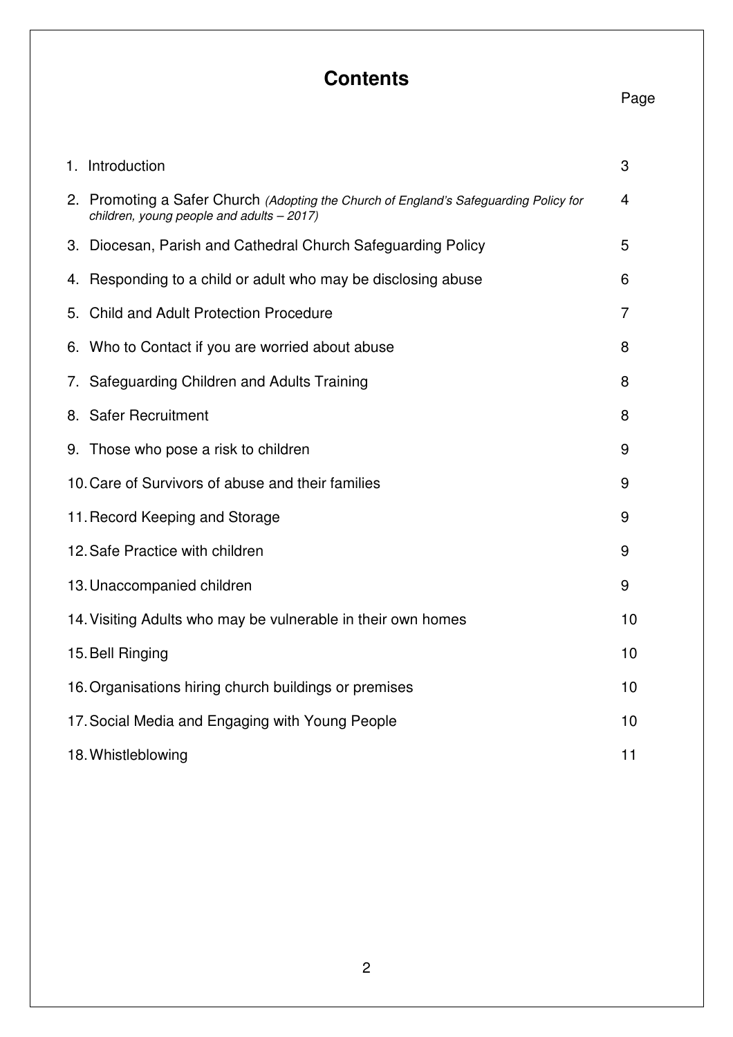# Contents

| | Page |
|---|---|
| 1. Introduction | 3 |
| 2. Promoting a Safer Church *(Adopting the Church of England's Safeguarding Policy for children, young people and adults – 2017)* | 4 |
| 3. Diocesan, Parish and Cathedral Church Safeguarding Policy | 5 |
| 4. Responding to a child or adult who may be disclosing abuse | 6 |
| 5. Child and Adult Protection Procedure | 7 |
| 6. Who to Contact if you are worried about abuse | 8 |
| 7. Safeguarding Children and Adults Training | 8 |
| 8. Safer Recruitment | 8 |
| 9. Those who pose a risk to children | 9 |
| 10. Care of Survivors of abuse and their families | 9 |
| 11. Record Keeping and Storage | 9 |
| 12. Safe Practice with children | 9 |
| 13. Unaccompanied children | 9 |
| 14. Visiting Adults who may be vulnerable in their own homes | 10 |
| 15. Bell Ringing | 10 |
| 16. Organisations hiring church buildings or premises | 10 |
| 17. Social Media and Engaging with Young People | 10 |
| 18. Whistleblowing | 11 |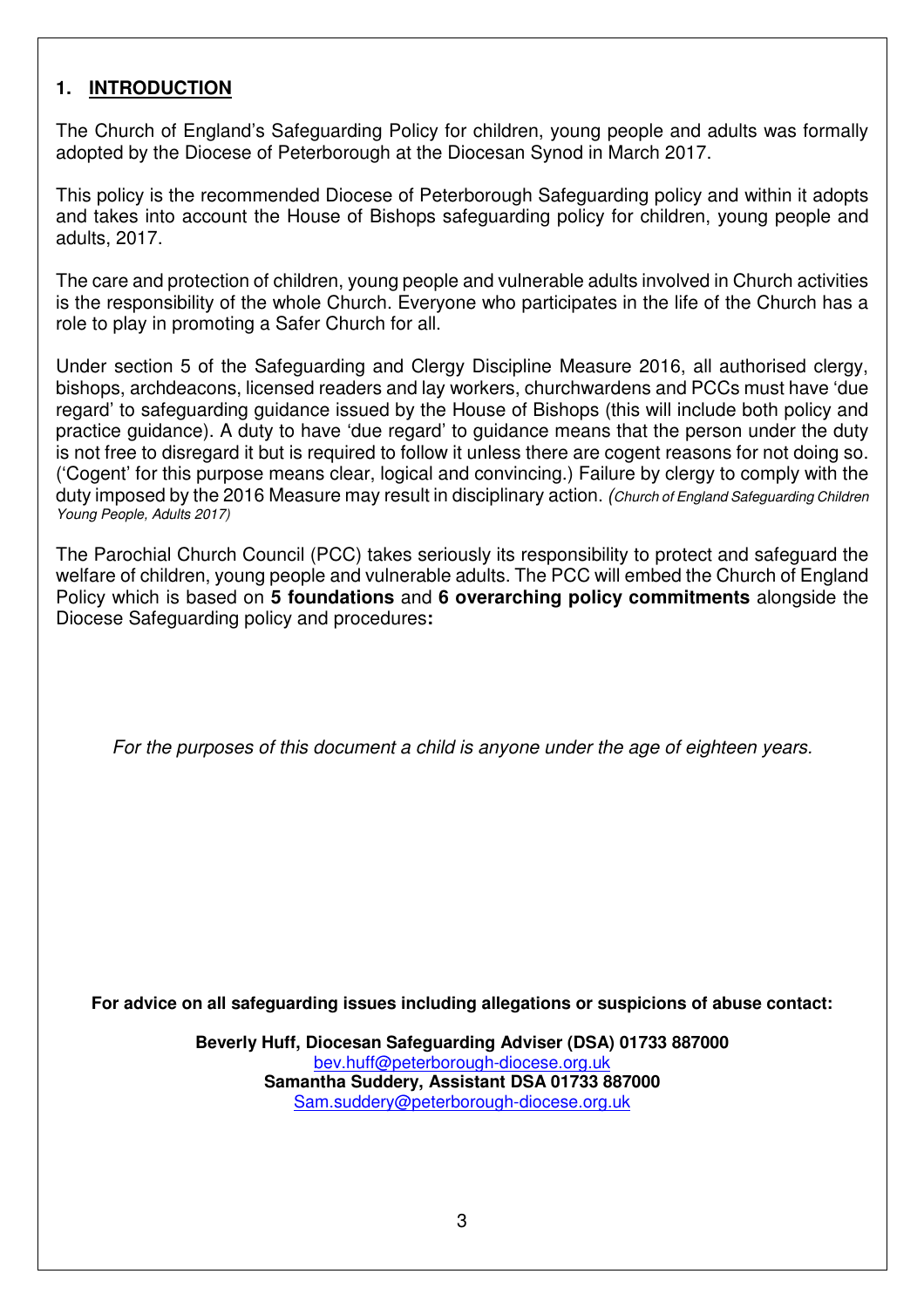## 1. INTRODUCTION

The Church of England's Safeguarding Policy for children, young people and adults was formally adopted by the Diocese of Peterborough at the Diocesan Synod in March 2017.

This policy is the recommended Diocese of Peterborough Safeguarding policy and within it adopts and takes into account the House of Bishops safeguarding policy for children, young people and adults, 2017.

The care and protection of children, young people and vulnerable adults involved in Church activities is the responsibility of the whole Church. Everyone who participates in the life of the Church has a role to play in promoting a Safer Church for all.

Under section 5 of the Safeguarding and Clergy Discipline Measure 2016, all authorised clergy, bishops, archdeacons, licensed readers and lay workers, churchwardens and PCCs must have 'due regard' to safeguarding guidance issued by the House of Bishops (this will include both policy and practice guidance). A duty to have 'due regard' to guidance means that the person under the duty is not free to disregard it but is required to follow it unless there are cogent reasons for not doing so. ('Cogent' for this purpose means clear, logical and convincing.) Failure by clergy to comply with the duty imposed by the 2016 Measure may result in disciplinary action. *(Church of England Safeguarding Children Young People, Adults 2017)*

The Parochial Church Council (PCC) takes seriously its responsibility to protect and safeguard the welfare of children, young people and vulnerable adults. The PCC will embed the Church of England Policy which is based on **5 foundations** and **6 overarching policy commitments** alongside the Diocese Safeguarding policy and procedures**:**

*For the purposes of this document a child is anyone under the age of eighteen years.*

**For advice on all safeguarding issues including allegations or suspicions of abuse contact:**

**Beverly Huff, Diocesan Safeguarding Adviser (DSA) 01733 887000**
bev.huff@peterborough-diocese.org.uk
**Samantha Suddery, Assistant DSA 01733 887000**
Sam.suddery@peterborough-diocese.org.uk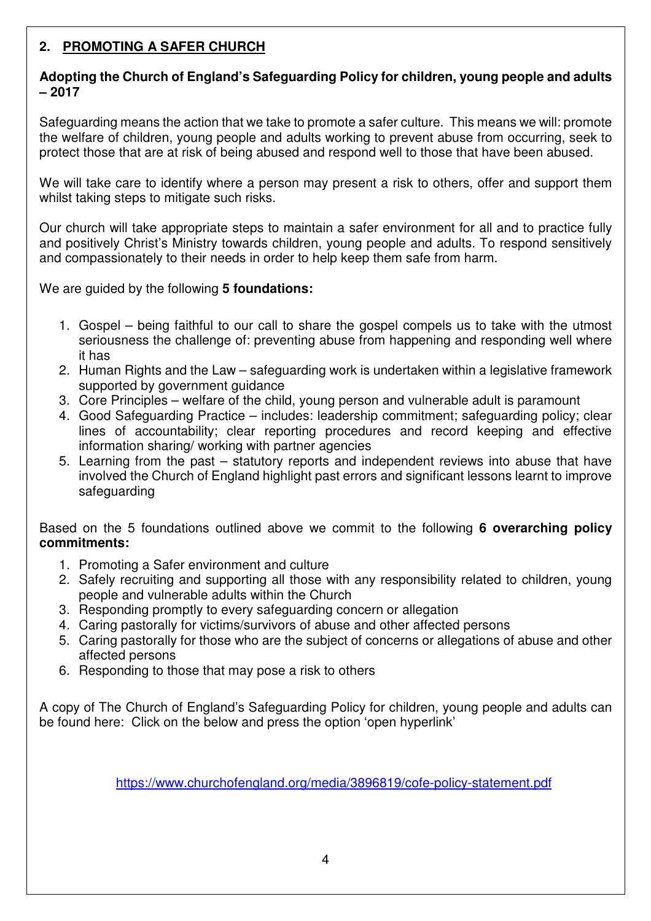## 2. PROMOTING A SAFER CHURCH

**Adopting the Church of England's Safeguarding Policy for children, young people and adults – 2017**

Safeguarding means the action that we take to promote a safer culture. This means we will: promote the welfare of children, young people and adults working to prevent abuse from occurring, seek to protect those that are at risk of being abused and respond well to those that have been abused.

We will take care to identify where a person may present a risk to others, offer and support them whilst taking steps to mitigate such risks.

Our church will take appropriate steps to maintain a safer environment for all and to practice fully and positively Christ's Ministry towards children, young people and adults. To respond sensitively and compassionately to their needs in order to help keep them safe from harm.

We are guided by the following **5 foundations:**

1. Gospel – being faithful to our call to share the gospel compels us to take with the utmost seriousness the challenge of: preventing abuse from happening and responding well where it has
2. Human Rights and the Law – safeguarding work is undertaken within a legislative framework supported by government guidance
3. Core Principles – welfare of the child, young person and vulnerable adult is paramount
4. Good Safeguarding Practice – includes: leadership commitment; safeguarding policy; clear lines of accountability; clear reporting procedures and record keeping and effective information sharing/ working with partner agencies
5. Learning from the past – statutory reports and independent reviews into abuse that have involved the Church of England highlight past errors and significant lessons learnt to improve safeguarding

Based on the 5 foundations outlined above we commit to the following **6 overarching policy commitments:**

1. Promoting a Safer environment and culture
2. Safely recruiting and supporting all those with any responsibility related to children, young people and vulnerable adults within the Church
3. Responding promptly to every safeguarding concern or allegation
4. Caring pastorally for victims/survivors of abuse and other affected persons
5. Caring pastorally for those who are the subject of concerns or allegations of abuse and other affected persons
6. Responding to those that may pose a risk to others

A copy of The Church of England's Safeguarding Policy for children, young people and adults can be found here: Click on the below and press the option 'open hyperlink'

https://www.churchofengland.org/media/3896819/cofe-policy-statement.pdf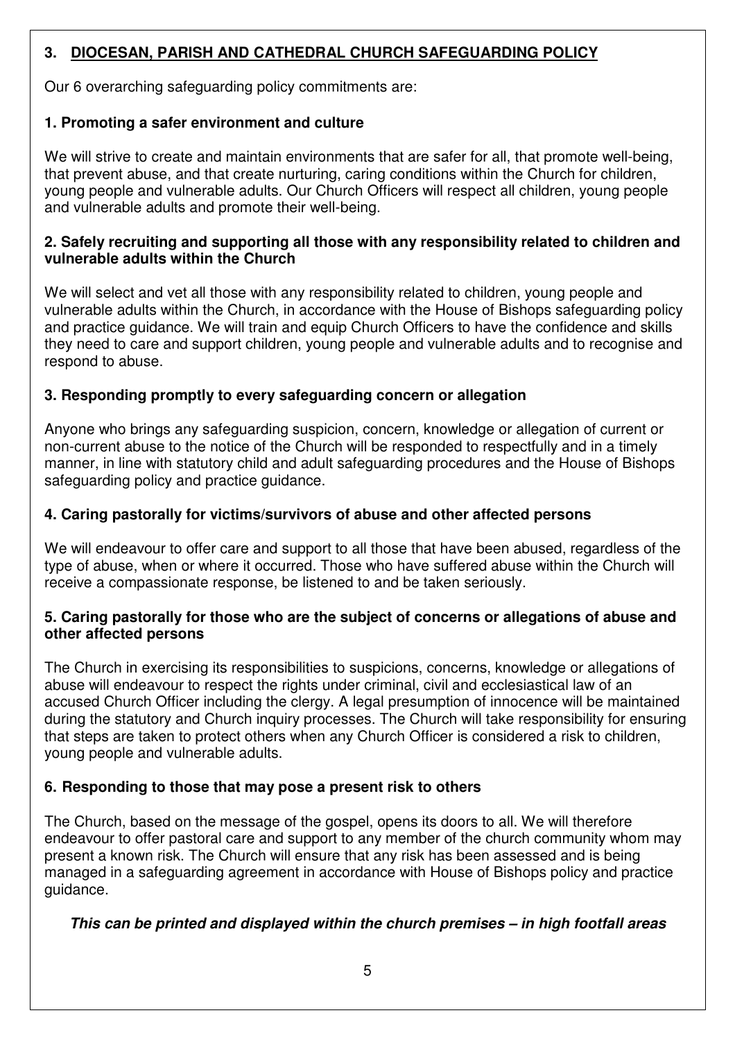## 3. DIOCESAN, PARISH AND CATHEDRAL CHURCH SAFEGUARDING POLICY

Our 6 overarching safeguarding policy commitments are:

### 1. Promoting a safer environment and culture

We will strive to create and maintain environments that are safer for all, that promote well-being, that prevent abuse, and that create nurturing, caring conditions within the Church for children, young people and vulnerable adults. Our Church Officers will respect all children, young people and vulnerable adults and promote their well-being.

### 2. Safely recruiting and supporting all those with any responsibility related to children and vulnerable adults within the Church

We will select and vet all those with any responsibility related to children, young people and vulnerable adults within the Church, in accordance with the House of Bishops safeguarding policy and practice guidance. We will train and equip Church Officers to have the confidence and skills they need to care and support children, young people and vulnerable adults and to recognise and respond to abuse.

### 3. Responding promptly to every safeguarding concern or allegation

Anyone who brings any safeguarding suspicion, concern, knowledge or allegation of current or non-current abuse to the notice of the Church will be responded to respectfully and in a timely manner, in line with statutory child and adult safeguarding procedures and the House of Bishops safeguarding policy and practice guidance.

### 4. Caring pastorally for victims/survivors of abuse and other affected persons

We will endeavour to offer care and support to all those that have been abused, regardless of the type of abuse, when or where it occurred. Those who have suffered abuse within the Church will receive a compassionate response, be listened to and be taken seriously.

### 5. Caring pastorally for those who are the subject of concerns or allegations of abuse and other affected persons

The Church in exercising its responsibilities to suspicions, concerns, knowledge or allegations of abuse will endeavour to respect the rights under criminal, civil and ecclesiastical law of an accused Church Officer including the clergy. A legal presumption of innocence will be maintained during the statutory and Church inquiry processes. The Church will take responsibility for ensuring that steps are taken to protect others when any Church Officer is considered a risk to children, young people and vulnerable adults.

### 6. Responding to those that may pose a present risk to others

The Church, based on the message of the gospel, opens its doors to all. We will therefore endeavour to offer pastoral care and support to any member of the church community whom may present a known risk. The Church will ensure that any risk has been assessed and is being managed in a safeguarding agreement in accordance with House of Bishops policy and practice guidance.

***This can be printed and displayed within the church premises – in high footfall areas***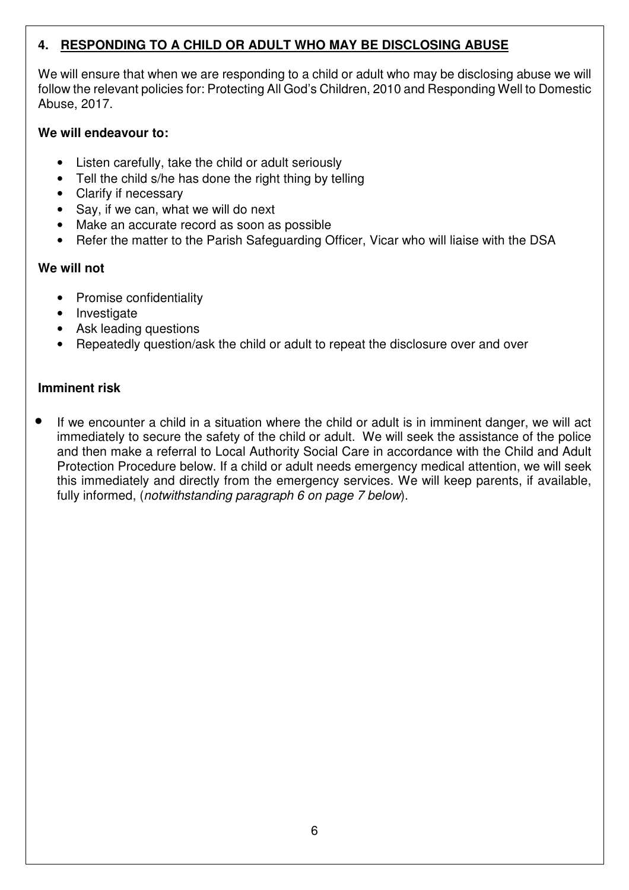## 4. RESPONDING TO A CHILD OR ADULT WHO MAY BE DISCLOSING ABUSE

We will ensure that when we are responding to a child or adult who may be disclosing abuse we will follow the relevant policies for: Protecting All God's Children, 2010 and Responding Well to Domestic Abuse, 2017.

**We will endeavour to:**

- Listen carefully, take the child or adult seriously
- Tell the child s/he has done the right thing by telling
- Clarify if necessary
- Say, if we can, what we will do next
- Make an accurate record as soon as possible
- Refer the matter to the Parish Safeguarding Officer, Vicar who will liaise with the DSA

**We will not**

- Promise confidentiality
- Investigate
- Ask leading questions
- Repeatedly question/ask the child or adult to repeat the disclosure over and over

**Imminent risk**

- If we encounter a child in a situation where the child or adult is in imminent danger, we will act immediately to secure the safety of the child or adult. We will seek the assistance of the police and then make a referral to Local Authority Social Care in accordance with the Child and Adult Protection Procedure below. If a child or adult needs emergency medical attention, we will seek this immediately and directly from the emergency services. We will keep parents, if available, fully informed, (*notwithstanding paragraph 6 on page 7 below*).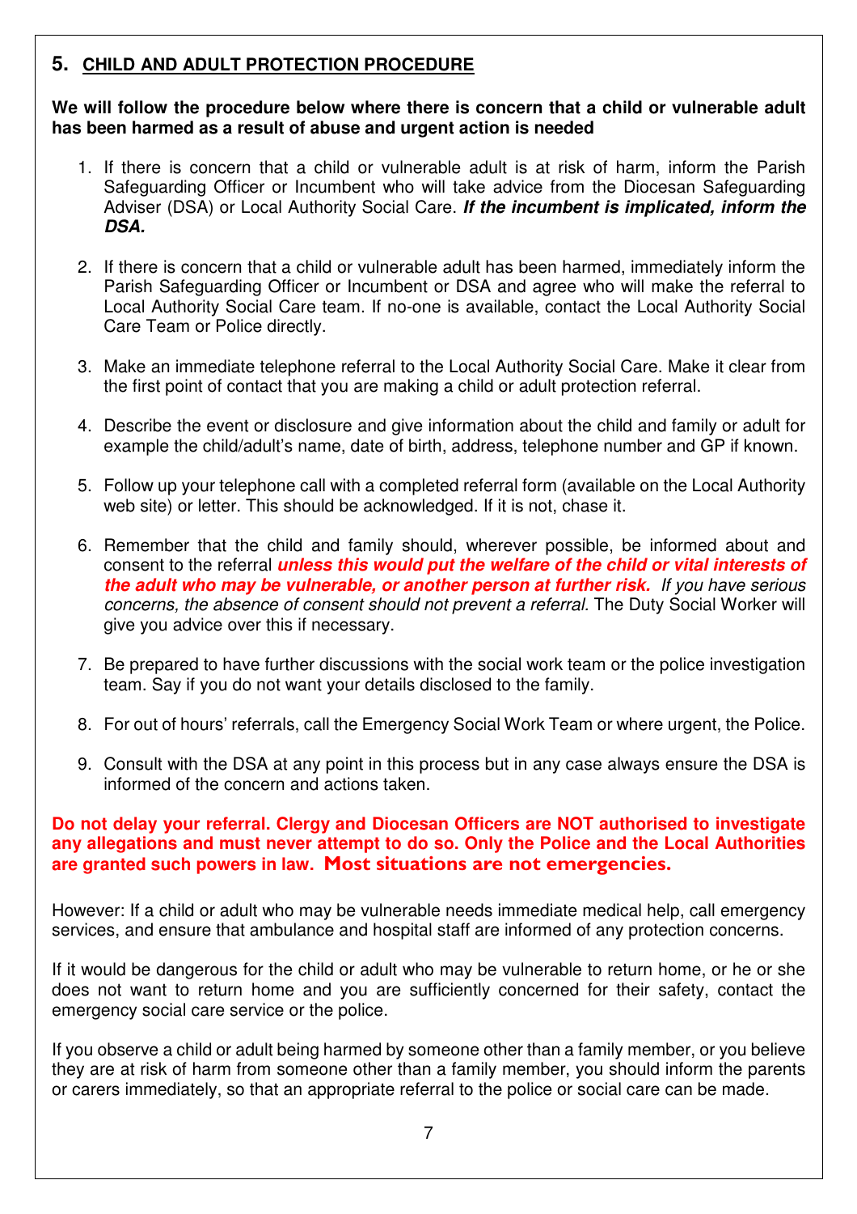## 5. CHILD AND ADULT PROTECTION PROCEDURE

**We will follow the procedure below where there is concern that a child or vulnerable adult has been harmed as a result of abuse and urgent action is needed**

1. If there is concern that a child or vulnerable adult is at risk of harm, inform the Parish Safeguarding Officer or Incumbent who will take advice from the Diocesan Safeguarding Adviser (DSA) or Local Authority Social Care. ***If the incumbent is implicated, inform the DSA.***

2. If there is concern that a child or vulnerable adult has been harmed, immediately inform the Parish Safeguarding Officer or Incumbent or DSA and agree who will make the referral to Local Authority Social Care team. If no-one is available, contact the Local Authority Social Care Team or Police directly.

3. Make an immediate telephone referral to the Local Authority Social Care. Make it clear from the first point of contact that you are making a child or adult protection referral.

4. Describe the event or disclosure and give information about the child and family or adult for example the child/adult's name, date of birth, address, telephone number and GP if known.

5. Follow up your telephone call with a completed referral form (available on the Local Authority web site) or letter. This should be acknowledged. If it is not, chase it.

6. Remember that the child and family should, wherever possible, be informed about and consent to the referral ***unless this would put the welfare of the child or vital interests of the adult who may be vulnerable, or another person at further risk.*** *If you have serious concerns, the absence of consent should not prevent a referral.* The Duty Social Worker will give you advice over this if necessary.

7. Be prepared to have further discussions with the social work team or the police investigation team. Say if you do not want your details disclosed to the family.

8. For out of hours' referrals, call the Emergency Social Work Team or where urgent, the Police.

9. Consult with the DSA at any point in this process but in any case always ensure the DSA is informed of the concern and actions taken.

**Do not delay your referral. Clergy and Diocesan Officers are NOT authorised to investigate any allegations and must never attempt to do so. Only the Police and the Local Authorities are granted such powers in law. Most situations are not emergencies.**

However: If a child or adult who may be vulnerable needs immediate medical help, call emergency services, and ensure that ambulance and hospital staff are informed of any protection concerns.

If it would be dangerous for the child or adult who may be vulnerable to return home, or he or she does not want to return home and you are sufficiently concerned for their safety, contact the emergency social care service or the police.

If you observe a child or adult being harmed by someone other than a family member, or you believe they are at risk of harm from someone other than a family member, you should inform the parents or carers immediately, so that an appropriate referral to the police or social care can be made.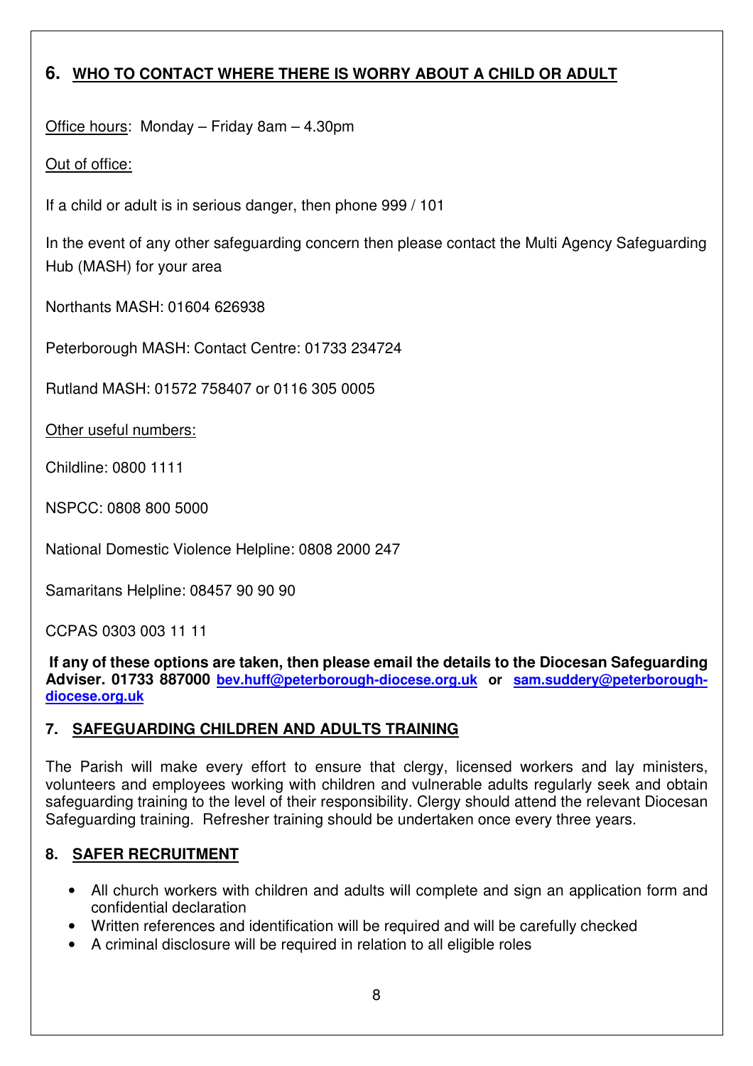## 6. WHO TO CONTACT WHERE THERE IS WORRY ABOUT A CHILD OR ADULT

Office hours: Monday – Friday 8am – 4.30pm

Out of office:

If a child or adult is in serious danger, then phone 999 / 101

In the event of any other safeguarding concern then please contact the Multi Agency Safeguarding Hub (MASH) for your area

Northants MASH: 01604 626938

Peterborough MASH: Contact Centre: 01733 234724

Rutland MASH: 01572 758407 or 0116 305 0005

Other useful numbers:

Childline: 0800 1111

NSPCC: 0808 800 5000

National Domestic Violence Helpline: 0808 2000 247

Samaritans Helpline: 08457 90 90 90

CCPAS 0303 003 11 11

**If any of these options are taken, then please email the details to the Diocesan Safeguarding Adviser. 01733 887000 bev.huff@peterborough-diocese.org.uk or sam.suddery@peterborough-diocese.org.uk**

## 7. SAFEGUARDING CHILDREN AND ADULTS TRAINING

The Parish will make every effort to ensure that clergy, licensed workers and lay ministers, volunteers and employees working with children and vulnerable adults regularly seek and obtain safeguarding training to the level of their responsibility. Clergy should attend the relevant Diocesan Safeguarding training. Refresher training should be undertaken once every three years.

## 8. SAFER RECRUITMENT

- All church workers with children and adults will complete and sign an application form and confidential declaration
- Written references and identification will be required and will be carefully checked
- A criminal disclosure will be required in relation to all eligible roles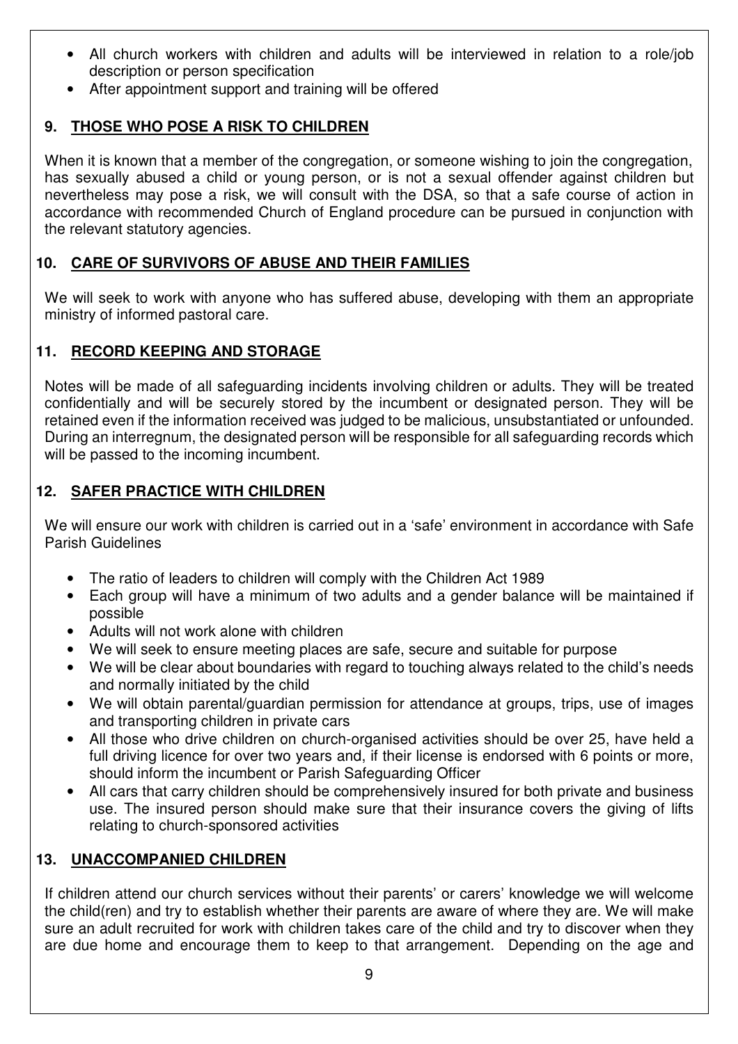- All church workers with children and adults will be interviewed in relation to a role/job description or person specification
- After appointment support and training will be offered

## 9. THOSE WHO POSE A RISK TO CHILDREN

When it is known that a member of the congregation, or someone wishing to join the congregation, has sexually abused a child or young person, or is not a sexual offender against children but nevertheless may pose a risk, we will consult with the DSA, so that a safe course of action in accordance with recommended Church of England procedure can be pursued in conjunction with the relevant statutory agencies.

## 10. CARE OF SURVIVORS OF ABUSE AND THEIR FAMILIES

We will seek to work with anyone who has suffered abuse, developing with them an appropriate ministry of informed pastoral care.

## 11. RECORD KEEPING AND STORAGE

Notes will be made of all safeguarding incidents involving children or adults. They will be treated confidentially and will be securely stored by the incumbent or designated person. They will be retained even if the information received was judged to be malicious, unsubstantiated or unfounded. During an interregnum, the designated person will be responsible for all safeguarding records which will be passed to the incoming incumbent.

## 12. SAFER PRACTICE WITH CHILDREN

We will ensure our work with children is carried out in a 'safe' environment in accordance with Safe Parish Guidelines

- The ratio of leaders to children will comply with the Children Act 1989
- Each group will have a minimum of two adults and a gender balance will be maintained if possible
- Adults will not work alone with children
- We will seek to ensure meeting places are safe, secure and suitable for purpose
- We will be clear about boundaries with regard to touching always related to the child's needs and normally initiated by the child
- We will obtain parental/guardian permission for attendance at groups, trips, use of images and transporting children in private cars
- All those who drive children on church-organised activities should be over 25, have held a full driving licence for over two years and, if their license is endorsed with 6 points or more, should inform the incumbent or Parish Safeguarding Officer
- All cars that carry children should be comprehensively insured for both private and business use. The insured person should make sure that their insurance covers the giving of lifts relating to church-sponsored activities

## 13. UNACCOMPANIED CHILDREN

If children attend our church services without their parents' or carers' knowledge we will welcome the child(ren) and try to establish whether their parents are aware of where they are. We will make sure an adult recruited for work with children takes care of the child and try to discover when they are due home and encourage them to keep to that arrangement. Depending on the age and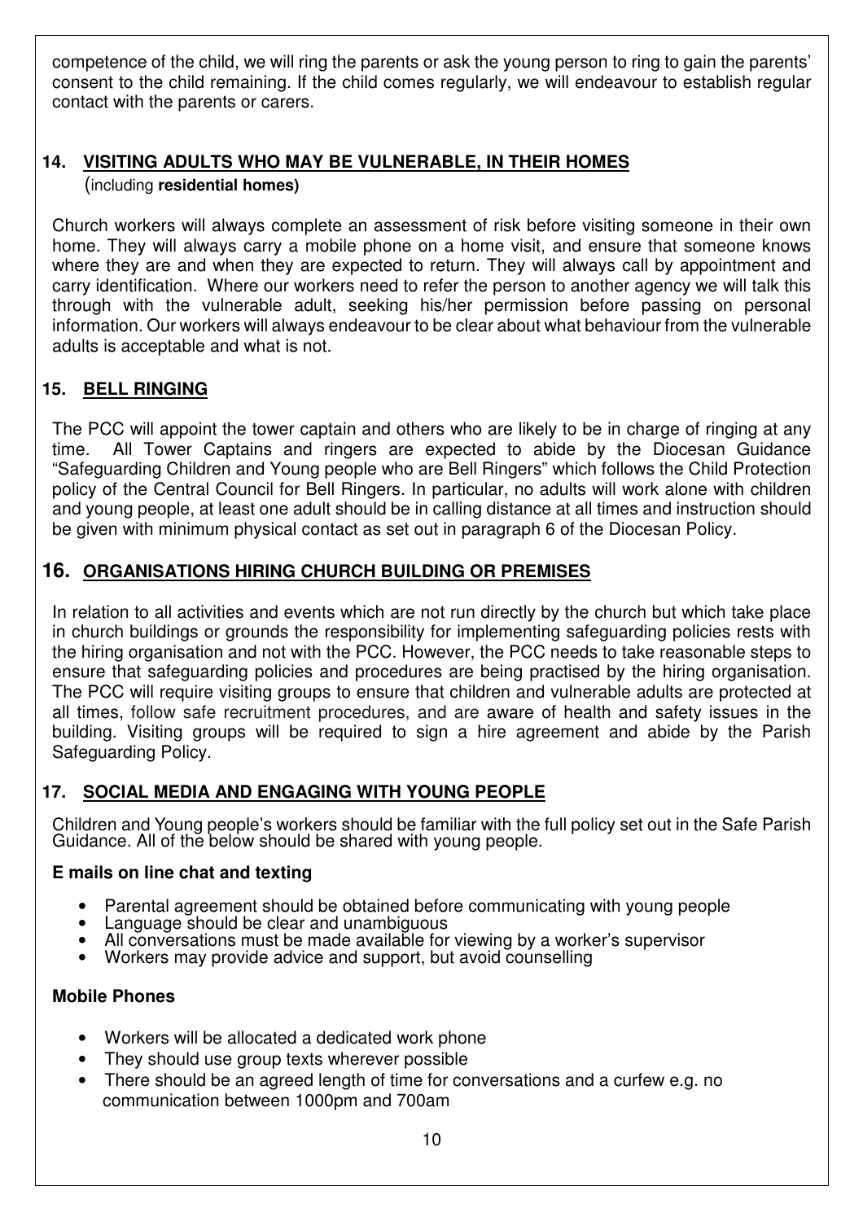competence of the child, we will ring the parents or ask the young person to ring to gain the parents' consent to the child remaining. If the child comes regularly, we will endeavour to establish regular contact with the parents or carers.

## 14. VISITING ADULTS WHO MAY BE VULNERABLE, IN THEIR HOMES

(including **residential homes)**

Church workers will always complete an assessment of risk before visiting someone in their own home. They will always carry a mobile phone on a home visit, and ensure that someone knows where they are and when they are expected to return. They will always call by appointment and carry identification. Where our workers need to refer the person to another agency we will talk this through with the vulnerable adult, seeking his/her permission before passing on personal information. Our workers will always endeavour to be clear about what behaviour from the vulnerable adults is acceptable and what is not.

## 15. BELL RINGING

The PCC will appoint the tower captain and others who are likely to be in charge of ringing at any time. All Tower Captains and ringers are expected to abide by the Diocesan Guidance "Safeguarding Children and Young people who are Bell Ringers" which follows the Child Protection policy of the Central Council for Bell Ringers. In particular, no adults will work alone with children and young people, at least one adult should be in calling distance at all times and instruction should be given with minimum physical contact as set out in paragraph 6 of the Diocesan Policy.

## 16. ORGANISATIONS HIRING CHURCH BUILDING OR PREMISES

In relation to all activities and events which are not run directly by the church but which take place in church buildings or grounds the responsibility for implementing safeguarding policies rests with the hiring organisation and not with the PCC. However, the PCC needs to take reasonable steps to ensure that safeguarding policies and procedures are being practised by the hiring organisation. The PCC will require visiting groups to ensure that children and vulnerable adults are protected at all times, follow safe recruitment procedures, and are aware of health and safety issues in the building. Visiting groups will be required to sign a hire agreement and abide by the Parish Safeguarding Policy.

## 17. SOCIAL MEDIA AND ENGAGING WITH YOUNG PEOPLE

Children and Young people's workers should be familiar with the full policy set out in the Safe Parish Guidance. All of the below should be shared with young people.

**E mails on line chat and texting**

- Parental agreement should be obtained before communicating with young people
- Language should be clear and unambiguous
- All conversations must be made available for viewing by a worker's supervisor
- Workers may provide advice and support, but avoid counselling

**Mobile Phones**

- Workers will be allocated a dedicated work phone
- They should use group texts wherever possible
- There should be an agreed length of time for conversations and a curfew e.g. no communication between 1000pm and 700am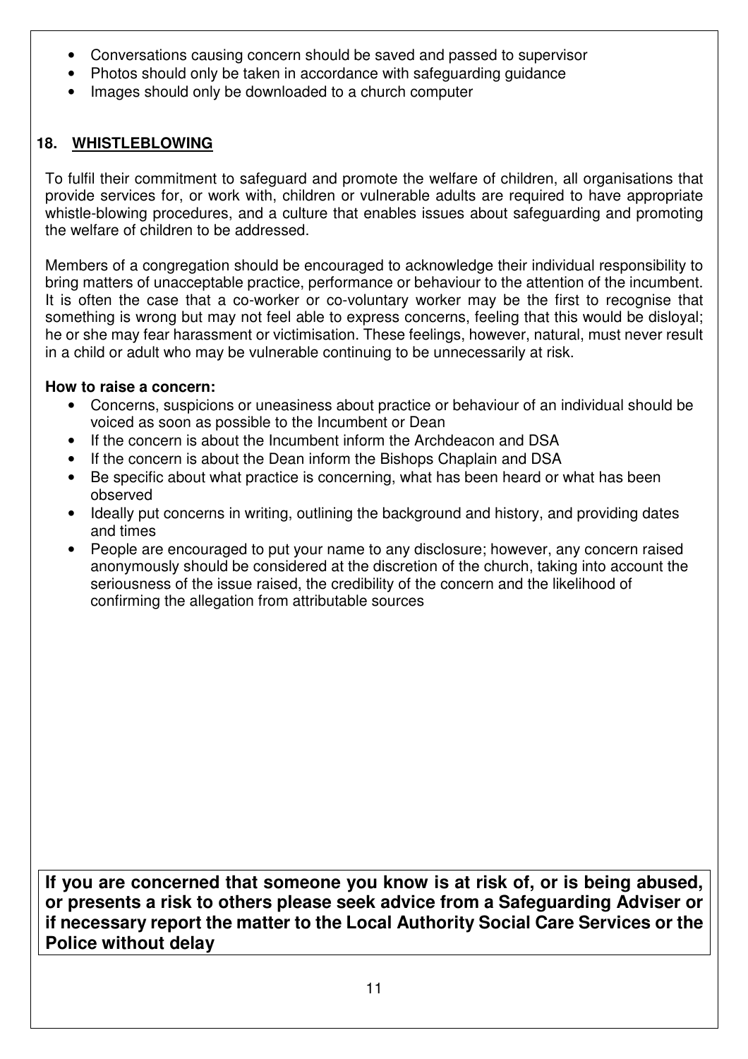- Conversations causing concern should be saved and passed to supervisor
- Photos should only be taken in accordance with safeguarding guidance
- Images should only be downloaded to a church computer

## 18. WHISTLEBLOWING

To fulfil their commitment to safeguard and promote the welfare of children, all organisations that provide services for, or work with, children or vulnerable adults are required to have appropriate whistle-blowing procedures, and a culture that enables issues about safeguarding and promoting the welfare of children to be addressed.

Members of a congregation should be encouraged to acknowledge their individual responsibility to bring matters of unacceptable practice, performance or behaviour to the attention of the incumbent. It is often the case that a co-worker or co-voluntary worker may be the first to recognise that something is wrong but may not feel able to express concerns, feeling that this would be disloyal; he or she may fear harassment or victimisation. These feelings, however, natural, must never result in a child or adult who may be vulnerable continuing to be unnecessarily at risk.

**How to raise a concern:**

- Concerns, suspicions or uneasiness about practice or behaviour of an individual should be voiced as soon as possible to the Incumbent or Dean
- If the concern is about the Incumbent inform the Archdeacon and DSA
- If the concern is about the Dean inform the Bishops Chaplain and DSA
- Be specific about what practice is concerning, what has been heard or what has been observed
- Ideally put concerns in writing, outlining the background and history, and providing dates and times
- People are encouraged to put your name to any disclosure; however, any concern raised anonymously should be considered at the discretion of the church, taking into account the seriousness of the issue raised, the credibility of the concern and the likelihood of confirming the allegation from attributable sources

**If you are concerned that someone you know is at risk of, or is being abused, or presents a risk to others please seek advice from a Safeguarding Adviser or if necessary report the matter to the Local Authority Social Care Services or the Police without delay**